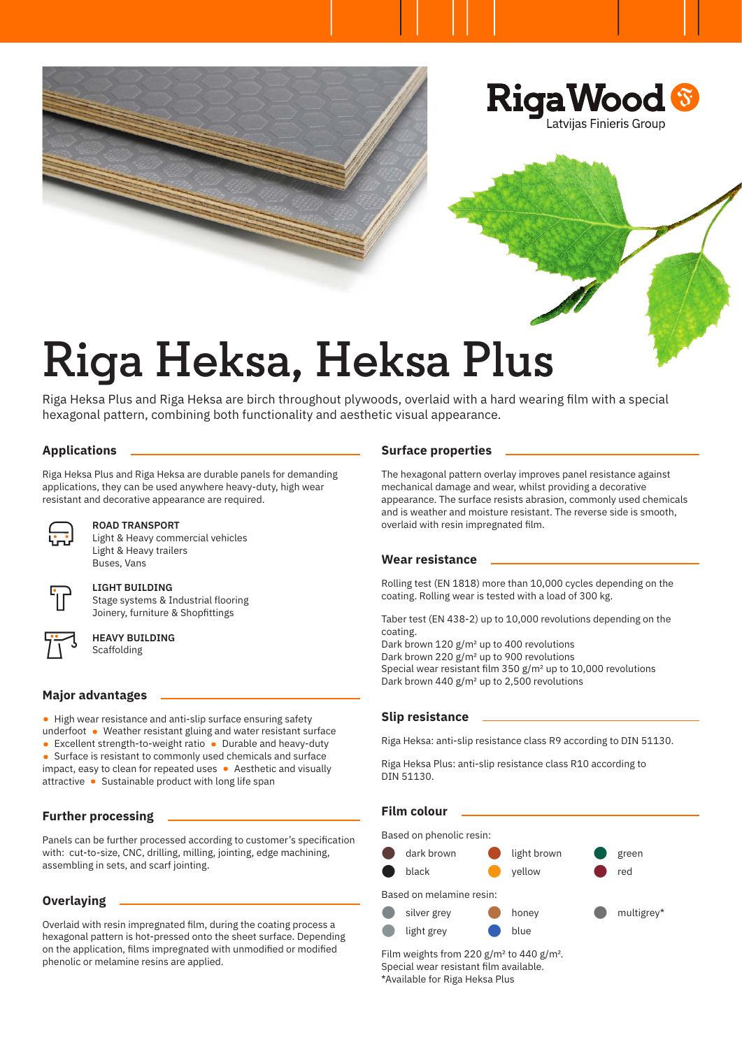RigaWood
Latvijas Finieris Group

# Riga Heksa, Heksa Plus

Riga Heksa Plus and Riga Heksa are birch throughout plywoods, overlaid with a hard wearing film with a special hexagonal pattern, combining both functionality and aesthetic visual appearance.

## Applications

Riga Heksa Plus and Riga Heksa are durable panels for demanding applications, they can be used anywhere heavy-duty, high wear resistant and decorative appearance are required.

**ROAD TRANSPORT**
Light & Heavy commercial vehicles
Light & Heavy trailers
Buses, Vans

**LIGHT BUILDING**
Stage systems & Industrial flooring
Joinery, furniture & Shopfittings

**HEAVY BUILDING**
Scaffolding

## Major advantages

- High wear resistance and anti-slip surface ensuring safety underfoot
- Weather resistant gluing and water resistant surface
- Excellent strength-to-weight ratio
- Durable and heavy-duty
- Surface is resistant to commonly used chemicals and surface impact, easy to clean for repeated uses
- Aesthetic and visually attractive
- Sustainable product with long life span

## Further processing

Panels can be further processed according to customer's specification with: cut-to-size, CNC, drilling, milling, jointing, edge machining, assembling in sets, and scarf jointing.

## Overlaying

Overlaid with resin impregnated film, during the coating process a hexagonal pattern is hot-pressed onto the sheet surface. Depending on the application, films impregnated with unmodified or modified phenolic or melamine resins are applied.

## Surface properties

The hexagonal pattern overlay improves panel resistance against mechanical damage and wear, whilst providing a decorative appearance. The surface resists abrasion, commonly used chemicals and is weather and moisture resistant. The reverse side is smooth, overlaid with resin impregnated film.

## Wear resistance

Rolling test (EN 1818) more than 10,000 cycles depending on the coating. Rolling wear is tested with a load of 300 kg.

Taber test (EN 438-2) up to 10,000 revolutions depending on the coating.
Dark brown 120 g/m² up to 400 revolutions
Dark brown 220 g/m² up to 900 revolutions
Special wear resistant film 350 g/m² up to 10,000 revolutions
Dark brown 440 g/m² up to 2,500 revolutions

## Slip resistance

Riga Heksa: anti-slip resistance class R9 according to DIN 51130.

Riga Heksa Plus: anti-slip resistance class R10 according to DIN 51130.

## Film colour

Based on phenolic resin:

- dark brown
- light brown
- green
- black
- yellow
- red

Based on melamine resin:

- silver grey
- honey
- multigrey*
- light grey
- blue

Film weights from 220 g/m² to 440 g/m².
Special wear resistant film available.
*Available for Riga Heksa Plus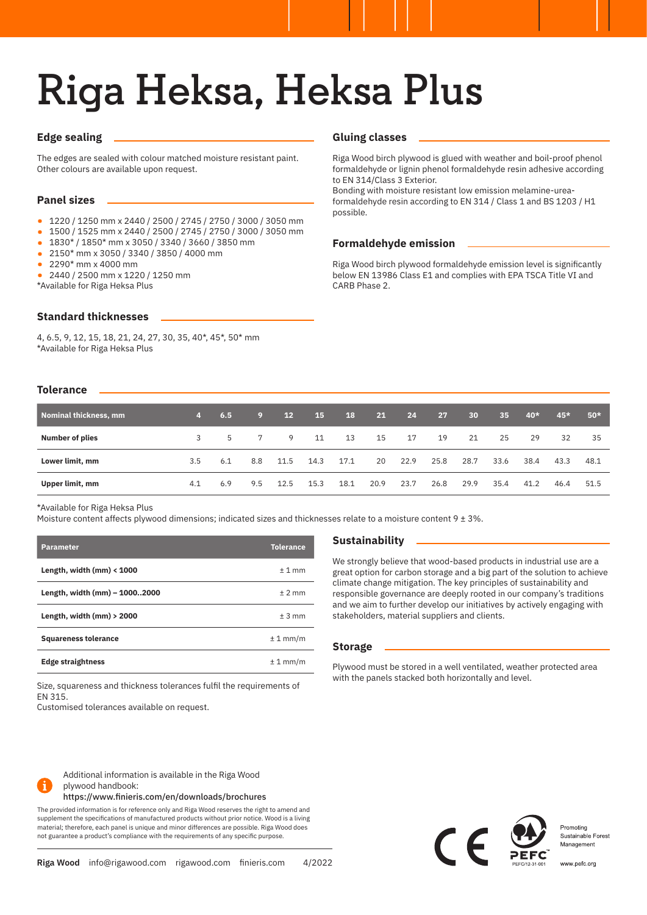# Riga Heksa, Heksa Plus

## Edge sealing

The edges are sealed with colour matched moisture resistant paint. Other colours are available upon request.

## Panel sizes

- 1220 / 1250 mm x 2440 / 2500 / 2745 / 2750 / 3000 / 3050 mm
- 1500 / 1525 mm x 2440 / 2500 / 2745 / 2750 / 3000 / 3050 mm
- 1830* / 1850* mm x 3050 / 3340 / 3660 / 3850 mm
- 2150* mm x 3050 / 3340 / 3850 / 4000 mm
- 2290* mm x 4000 mm
- 2440 / 2500 mm x 1220 / 1250 mm

*Available for Riga Heksa Plus

## Standard thicknesses

4, 6.5, 9, 12, 15, 18, 21, 24, 27, 30, 35, 40*, 45*, 50* mm
*Available for Riga Heksa Plus

## Gluing classes

Riga Wood birch plywood is glued with weather and boil-proof phenol formaldehyde or lignin phenol formaldehyde resin adhesive according to EN 314/Class 3 Exterior.
Bonding with moisture resistant low emission melamine-urea-formaldehyde resin according to EN 314 / Class 1 and BS 1203 / H1 possible.

## Formaldehyde emission

Riga Wood birch plywood formaldehyde emission level is significantly below EN 13986 Class E1 and complies with EPA TSCA Title VI and CARB Phase 2.

## Tolerance

| Nominal thickness, mm | 4 | 6.5 | 9 | 12 | 15 | 18 | 21 | 24 | 27 | 30 | 35 | 40* | 45* | 50* |
|---|---|---|---|---|---|---|---|---|---|---|---|---|---|---|
| Number of plies | 3 | 5 | 7 | 9 | 11 | 13 | 15 | 17 | 19 | 21 | 25 | 29 | 32 | 35 |
| Lower limit, mm | 3.5 | 6.1 | 8.8 | 11.5 | 14.3 | 17.1 | 20 | 22.9 | 25.8 | 28.7 | 33.6 | 38.4 | 43.3 | 48.1 |
| Upper limit, mm | 4.1 | 6.9 | 9.5 | 12.5 | 15.3 | 18.1 | 20.9 | 23.7 | 26.8 | 29.9 | 35.4 | 41.2 | 46.4 | 51.5 |

*Available for Riga Heksa Plus
Moisture content affects plywood dimensions; indicated sizes and thicknesses relate to a moisture content 9 ± 3%.

| Parameter | Tolerance |
|---|---|
| Length, width (mm) < 1000 | ± 1 mm |
| Length, width (mm) – 1000..2000 | ± 2 mm |
| Length, width (mm) > 2000 | ± 3 mm |
| Squareness tolerance | ± 1 mm/m |
| Edge straightness | ± 1 mm/m |

Size, squareness and thickness tolerances fulfil the requirements of EN 315.
Customised tolerances available on request.

## Sustainability

We strongly believe that wood-based products in industrial use are a great option for carbon storage and a big part of the solution to achieve climate change mitigation. The key principles of sustainability and responsible governance are deeply rooted in our company's traditions and we aim to further develop our initiatives by actively engaging with stakeholders, material suppliers and clients.

## Storage

Plywood must be stored in a well ventilated, weather protected area with the panels stacked both horizontally and level.

Additional information is available in the Riga Wood plywood handbook:
https://www.finieris.com/en/downloads/brochures

The provided information is for reference only and Riga Wood reserves the right to amend and supplement the specifications of manufactured products without prior notice. Wood is a living material; therefore, each panel is unique and minor differences are possible. Riga Wood does not guarantee a product's compliance with the requirements of any specific purpose.

PEFC/12-31-001 Promoting Sustainable Forest Management www.pefc.org

**Riga Wood** info@rigawood.com rigawood.com finieris.com 4/2022